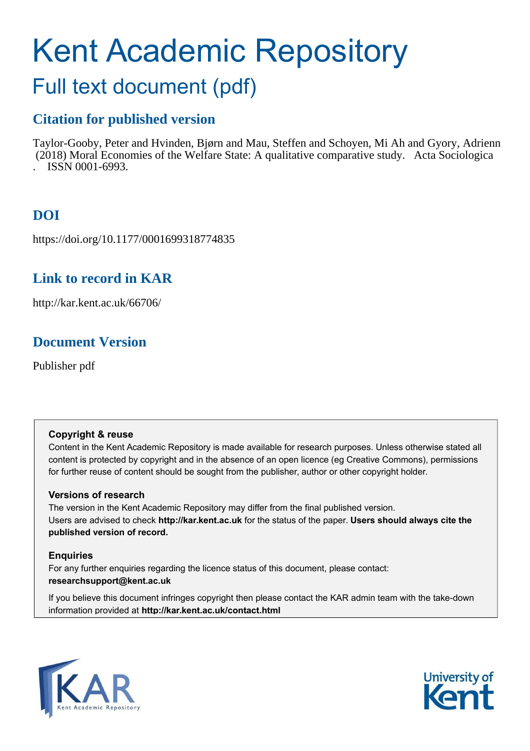# Kent Academic Repository

## Full text document (pdf)

### Citation for published version

Taylor-Gooby, Peter and Hvinden, Bjørn and Mau, Steffen and Schoyen, Mi Ah and Gyory, Adrienn (2018) Moral Economies of the Welfare State: A qualitative comparative study. Acta Sociologica . ISSN 0001-6993.

### DOI

https://doi.org/10.1177/0001699318774835

### Link to record in KAR

http://kar.kent.ac.uk/66706/

### Document Version

Publisher pdf

**Copyright & reuse**

Content in the Kent Academic Repository is made available for research purposes. Unless otherwise stated all content is protected by copyright and in the absence of an open licence (eg Creative Commons), permissions for further reuse of content should be sought from the publisher, author or other copyright holder.

**Versions of research**

The version in the Kent Academic Repository may differ from the final published version. Users are advised to check **http://kar.kent.ac.uk** for the status of the paper. **Users should always cite the published version of record.**

**Enquiries**

For any further enquiries regarding the licence status of this document, please contact: **researchsupport@kent.ac.uk**

If you believe this document infringes copyright then please contact the KAR admin team with the take-down information provided at **http://kar.kent.ac.uk/contact.html**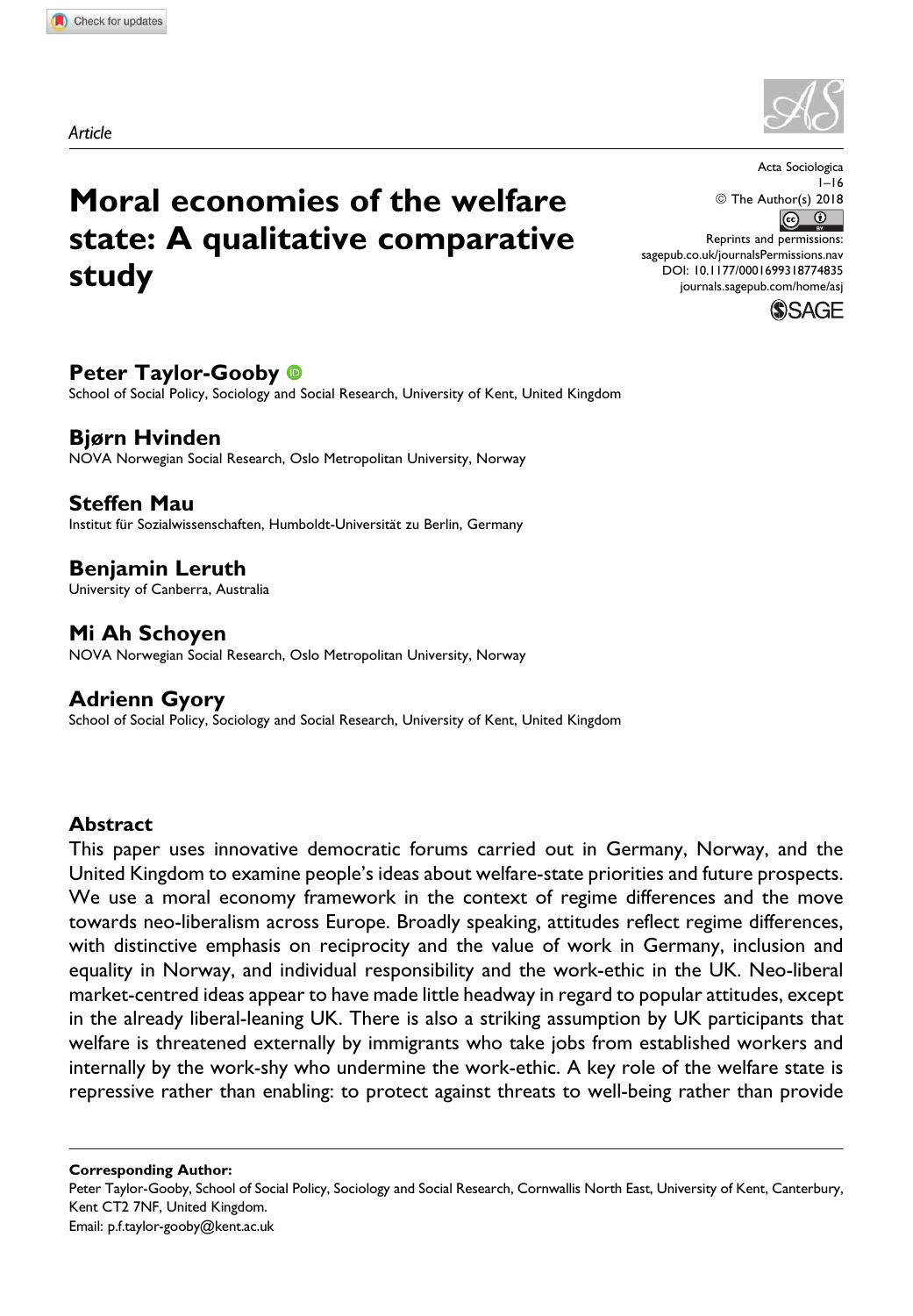*Article*

# Moral economies of the welfare state: A qualitative comparative study

**Peter Taylor-Gooby**
School of Social Policy, Sociology and Social Research, University of Kent, United Kingdom

**Bjørn Hvinden**
NOVA Norwegian Social Research, Oslo Metropolitan University, Norway

**Steffen Mau**
Institut für Sozialwissenschaften, Humboldt-Universität zu Berlin, Germany

**Benjamin Leruth**
University of Canberra, Australia

**Mi Ah Schoyen**
NOVA Norwegian Social Research, Oslo Metropolitan University, Norway

**Adrienn Gyory**
School of Social Policy, Sociology and Social Research, University of Kent, United Kingdom

## Abstract

This paper uses innovative democratic forums carried out in Germany, Norway, and the United Kingdom to examine people's ideas about welfare-state priorities and future prospects. We use a moral economy framework in the context of regime differences and the move towards neo-liberalism across Europe. Broadly speaking, attitudes reflect regime differences, with distinctive emphasis on reciprocity and the value of work in Germany, inclusion and equality in Norway, and individual responsibility and the work-ethic in the UK. Neo-liberal market-centred ideas appear to have made little headway in regard to popular attitudes, except in the already liberal-leaning UK. There is also a striking assumption by UK participants that welfare is threatened externally by immigrants who take jobs from established workers and internally by the work-shy who undermine the work-ethic. A key role of the welfare state is repressive rather than enabling: to protect against threats to well-being rather than provide

**Corresponding Author:**
Peter Taylor-Gooby, School of Social Policy, Sociology and Social Research, Cornwallis North East, University of Kent, Canterbury, Kent CT2 7NF, United Kingdom.
Email: p.f.taylor-gooby@kent.ac.uk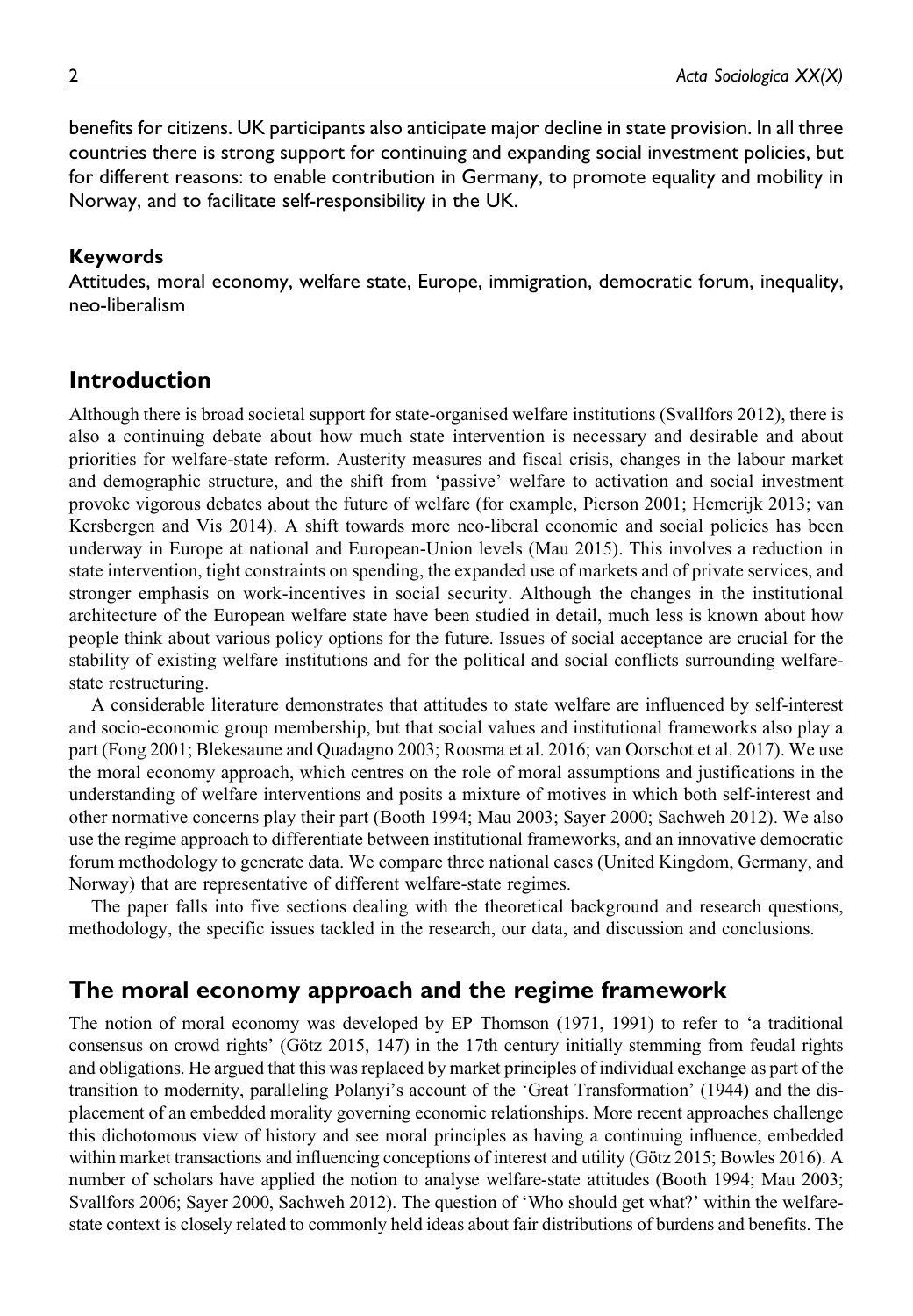benefits for citizens. UK participants also anticipate major decline in state provision. In all three countries there is strong support for continuing and expanding social investment policies, but for different reasons: to enable contribution in Germany, to promote equality and mobility in Norway, and to facilitate self-responsibility in the UK.

### Keywords

Attitudes, moral economy, welfare state, Europe, immigration, democratic forum, inequality, neo-liberalism

## Introduction

Although there is broad societal support for state-organised welfare institutions (Svallfors 2012), there is also a continuing debate about how much state intervention is necessary and desirable and about priorities for welfare-state reform. Austerity measures and fiscal crisis, changes in the labour market and demographic structure, and the shift from 'passive' welfare to activation and social investment provoke vigorous debates about the future of welfare (for example, Pierson 2001; Hemerijk 2013; van Kersbergen and Vis 2014). A shift towards more neo-liberal economic and social policies has been underway in Europe at national and European-Union levels (Mau 2015). This involves a reduction in state intervention, tight constraints on spending, the expanded use of markets and of private services, and stronger emphasis on work-incentives in social security. Although the changes in the institutional architecture of the European welfare state have been studied in detail, much less is known about how people think about various policy options for the future. Issues of social acceptance are crucial for the stability of existing welfare institutions and for the political and social conflicts surrounding welfare-state restructuring.

A considerable literature demonstrates that attitudes to state welfare are influenced by self-interest and socio-economic group membership, but that social values and institutional frameworks also play a part (Fong 2001; Blekesaune and Quadagno 2003; Roosma et al. 2016; van Oorschot et al. 2017). We use the moral economy approach, which centres on the role of moral assumptions and justifications in the understanding of welfare interventions and posits a mixture of motives in which both self-interest and other normative concerns play their part (Booth 1994; Mau 2003; Sayer 2000; Sachweh 2012). We also use the regime approach to differentiate between institutional frameworks, and an innovative democratic forum methodology to generate data. We compare three national cases (United Kingdom, Germany, and Norway) that are representative of different welfare-state regimes.

The paper falls into five sections dealing with the theoretical background and research questions, methodology, the specific issues tackled in the research, our data, and discussion and conclusions.

## The moral economy approach and the regime framework

The notion of moral economy was developed by EP Thomson (1971, 1991) to refer to 'a traditional consensus on crowd rights' (Götz 2015, 147) in the 17th century initially stemming from feudal rights and obligations. He argued that this was replaced by market principles of individual exchange as part of the transition to modernity, paralleling Polanyi's account of the 'Great Transformation' (1944) and the displacement of an embedded morality governing economic relationships. More recent approaches challenge this dichotomous view of history and see moral principles as having a continuing influence, embedded within market transactions and influencing conceptions of interest and utility (Götz 2015; Bowles 2016). A number of scholars have applied the notion to analyse welfare-state attitudes (Booth 1994; Mau 2003; Svallfors 2006; Sayer 2000, Sachweh 2012). The question of 'Who should get what?' within the welfare-state context is closely related to commonly held ideas about fair distributions of burdens and benefits. The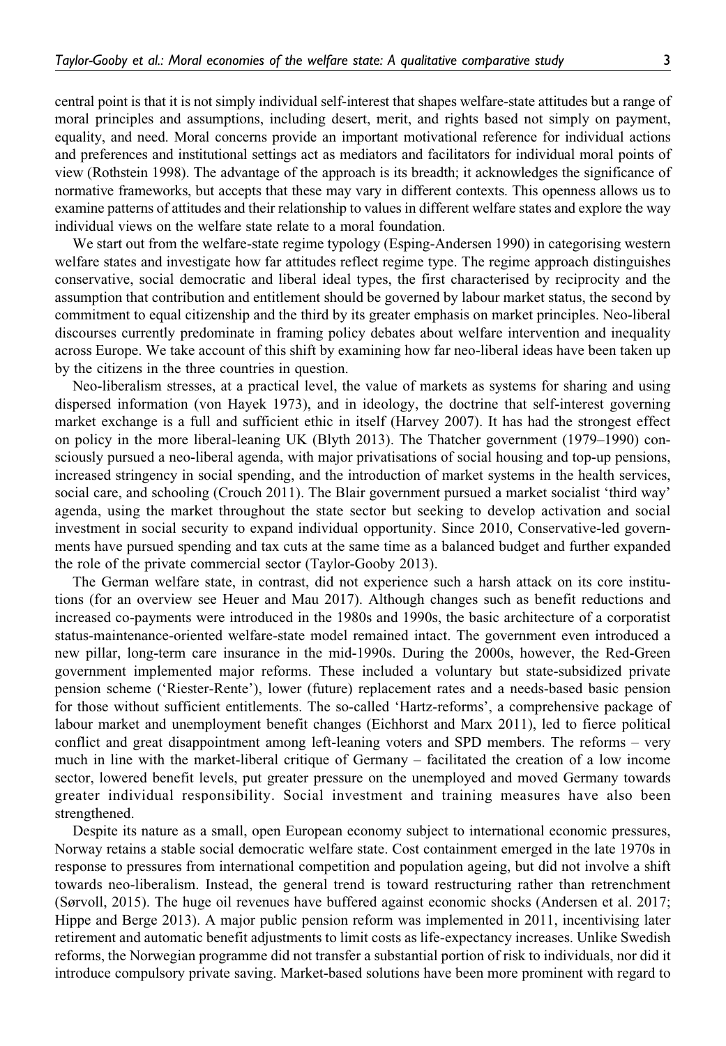central point is that it is not simply individual self-interest that shapes welfare-state attitudes but a range of moral principles and assumptions, including desert, merit, and rights based not simply on payment, equality, and need. Moral concerns provide an important motivational reference for individual actions and preferences and institutional settings act as mediators and facilitators for individual moral points of view (Rothstein 1998). The advantage of the approach is its breadth; it acknowledges the significance of normative frameworks, but accepts that these may vary in different contexts. This openness allows us to examine patterns of attitudes and their relationship to values in different welfare states and explore the way individual views on the welfare state relate to a moral foundation.

We start out from the welfare-state regime typology (Esping-Andersen 1990) in categorising western welfare states and investigate how far attitudes reflect regime type. The regime approach distinguishes conservative, social democratic and liberal ideal types, the first characterised by reciprocity and the assumption that contribution and entitlement should be governed by labour market status, the second by commitment to equal citizenship and the third by its greater emphasis on market principles. Neo-liberal discourses currently predominate in framing policy debates about welfare intervention and inequality across Europe. We take account of this shift by examining how far neo-liberal ideas have been taken up by the citizens in the three countries in question.

Neo-liberalism stresses, at a practical level, the value of markets as systems for sharing and using dispersed information (von Hayek 1973), and in ideology, the doctrine that self-interest governing market exchange is a full and sufficient ethic in itself (Harvey 2007). It has had the strongest effect on policy in the more liberal-leaning UK (Blyth 2013). The Thatcher government (1979–1990) consciously pursued a neo-liberal agenda, with major privatisations of social housing and top-up pensions, increased stringency in social spending, and the introduction of market systems in the health services, social care, and schooling (Crouch 2011). The Blair government pursued a market socialist 'third way' agenda, using the market throughout the state sector but seeking to develop activation and social investment in social security to expand individual opportunity. Since 2010, Conservative-led governments have pursued spending and tax cuts at the same time as a balanced budget and further expanded the role of the private commercial sector (Taylor-Gooby 2013).

The German welfare state, in contrast, did not experience such a harsh attack on its core institutions (for an overview see Heuer and Mau 2017). Although changes such as benefit reductions and increased co-payments were introduced in the 1980s and 1990s, the basic architecture of a corporatist status-maintenance-oriented welfare-state model remained intact. The government even introduced a new pillar, long-term care insurance in the mid-1990s. During the 2000s, however, the Red-Green government implemented major reforms. These included a voluntary but state-subsidized private pension scheme ('Riester-Rente'), lower (future) replacement rates and a needs-based basic pension for those without sufficient entitlements. The so-called 'Hartz-reforms', a comprehensive package of labour market and unemployment benefit changes (Eichhorst and Marx 2011), led to fierce political conflict and great disappointment among left-leaning voters and SPD members. The reforms – very much in line with the market-liberal critique of Germany – facilitated the creation of a low income sector, lowered benefit levels, put greater pressure on the unemployed and moved Germany towards greater individual responsibility. Social investment and training measures have also been strengthened.

Despite its nature as a small, open European economy subject to international economic pressures, Norway retains a stable social democratic welfare state. Cost containment emerged in the late 1970s in response to pressures from international competition and population ageing, but did not involve a shift towards neo-liberalism. Instead, the general trend is toward restructuring rather than retrenchment (Sørvoll, 2015). The huge oil revenues have buffered against economic shocks (Andersen et al. 2017; Hippe and Berge 2013). A major public pension reform was implemented in 2011, incentivising later retirement and automatic benefit adjustments to limit costs as life-expectancy increases. Unlike Swedish reforms, the Norwegian programme did not transfer a substantial portion of risk to individuals, nor did it introduce compulsory private saving. Market-based solutions have been more prominent with regard to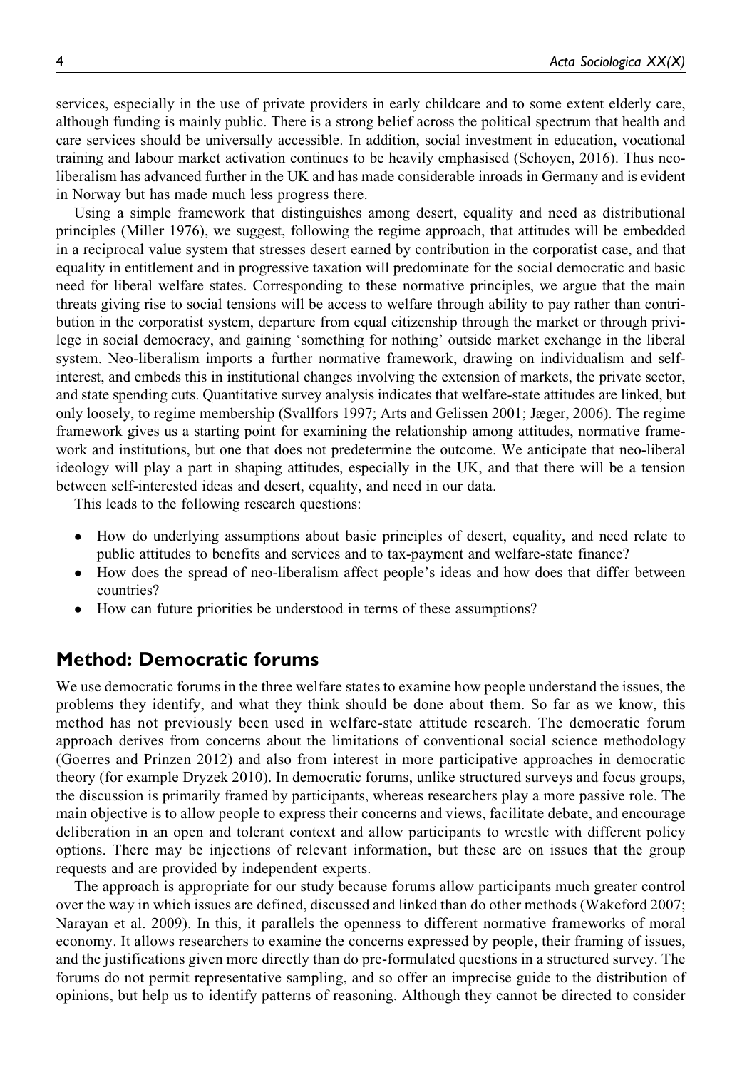services, especially in the use of private providers in early childcare and to some extent elderly care, although funding is mainly public. There is a strong belief across the political spectrum that health and care services should be universally accessible. In addition, social investment in education, vocational training and labour market activation continues to be heavily emphasised (Schoyen, 2016). Thus neo-liberalism has advanced further in the UK and has made considerable inroads in Germany and is evident in Norway but has made much less progress there.

Using a simple framework that distinguishes among desert, equality and need as distributional principles (Miller 1976), we suggest, following the regime approach, that attitudes will be embedded in a reciprocal value system that stresses desert earned by contribution in the corporatist case, and that equality in entitlement and in progressive taxation will predominate for the social democratic and basic need for liberal welfare states. Corresponding to these normative principles, we argue that the main threats giving rise to social tensions will be access to welfare through ability to pay rather than contribution in the corporatist system, departure from equal citizenship through the market or through privilege in social democracy, and gaining 'something for nothing' outside market exchange in the liberal system. Neo-liberalism imports a further normative framework, drawing on individualism and self-interest, and embeds this in institutional changes involving the extension of markets, the private sector, and state spending cuts. Quantitative survey analysis indicates that welfare-state attitudes are linked, but only loosely, to regime membership (Svallfors 1997; Arts and Gelissen 2001; Jæger, 2006). The regime framework gives us a starting point for examining the relationship among attitudes, normative framework and institutions, but one that does not predetermine the outcome. We anticipate that neo-liberal ideology will play a part in shaping attitudes, especially in the UK, and that there will be a tension between self-interested ideas and desert, equality, and need in our data.

This leads to the following research questions:

- How do underlying assumptions about basic principles of desert, equality, and need relate to public attitudes to benefits and services and to tax-payment and welfare-state finance?
- How does the spread of neo-liberalism affect people's ideas and how does that differ between countries?
- How can future priorities be understood in terms of these assumptions?

## Method: Democratic forums

We use democratic forums in the three welfare states to examine how people understand the issues, the problems they identify, and what they think should be done about them. So far as we know, this method has not previously been used in welfare-state attitude research. The democratic forum approach derives from concerns about the limitations of conventional social science methodology (Goerres and Prinzen 2012) and also from interest in more participative approaches in democratic theory (for example Dryzek 2010). In democratic forums, unlike structured surveys and focus groups, the discussion is primarily framed by participants, whereas researchers play a more passive role. The main objective is to allow people to express their concerns and views, facilitate debate, and encourage deliberation in an open and tolerant context and allow participants to wrestle with different policy options. There may be injections of relevant information, but these are on issues that the group requests and are provided by independent experts.

The approach is appropriate for our study because forums allow participants much greater control over the way in which issues are defined, discussed and linked than do other methods (Wakeford 2007; Narayan et al. 2009). In this, it parallels the openness to different normative frameworks of moral economy. It allows researchers to examine the concerns expressed by people, their framing of issues, and the justifications given more directly than do pre-formulated questions in a structured survey. The forums do not permit representative sampling, and so offer an imprecise guide to the distribution of opinions, but help us to identify patterns of reasoning. Although they cannot be directed to consider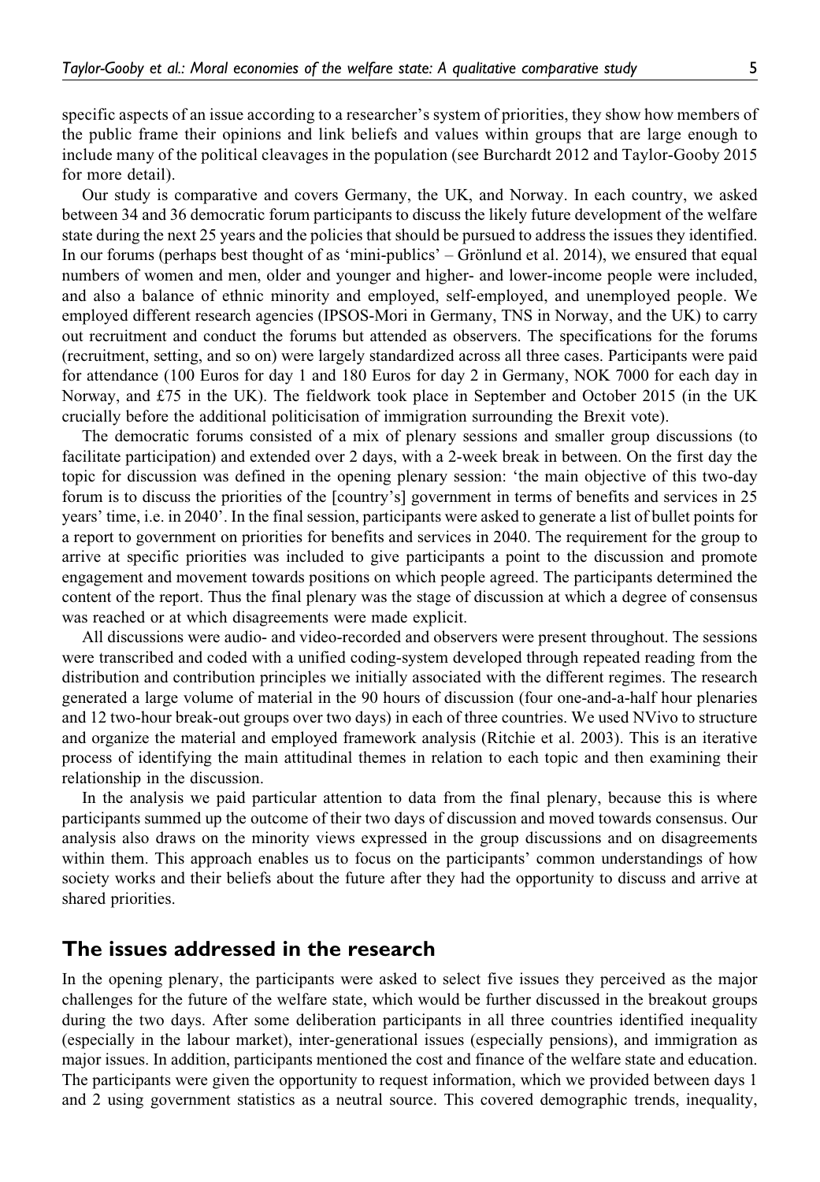specific aspects of an issue according to a researcher's system of priorities, they show how members of the public frame their opinions and link beliefs and values within groups that are large enough to include many of the political cleavages in the population (see Burchardt 2012 and Taylor-Gooby 2015 for more detail).

Our study is comparative and covers Germany, the UK, and Norway. In each country, we asked between 34 and 36 democratic forum participants to discuss the likely future development of the welfare state during the next 25 years and the policies that should be pursued to address the issues they identified. In our forums (perhaps best thought of as 'mini-publics' – Grönlund et al. 2014), we ensured that equal numbers of women and men, older and younger and higher- and lower-income people were included, and also a balance of ethnic minority and employed, self-employed, and unemployed people. We employed different research agencies (IPSOS-Mori in Germany, TNS in Norway, and the UK) to carry out recruitment and conduct the forums but attended as observers. The specifications for the forums (recruitment, setting, and so on) were largely standardized across all three cases. Participants were paid for attendance (100 Euros for day 1 and 180 Euros for day 2 in Germany, NOK 7000 for each day in Norway, and £75 in the UK). The fieldwork took place in September and October 2015 (in the UK crucially before the additional politicisation of immigration surrounding the Brexit vote).

The democratic forums consisted of a mix of plenary sessions and smaller group discussions (to facilitate participation) and extended over 2 days, with a 2-week break in between. On the first day the topic for discussion was defined in the opening plenary session: 'the main objective of this two-day forum is to discuss the priorities of the [country's] government in terms of benefits and services in 25 years' time, i.e. in 2040'. In the final session, participants were asked to generate a list of bullet points for a report to government on priorities for benefits and services in 2040. The requirement for the group to arrive at specific priorities was included to give participants a point to the discussion and promote engagement and movement towards positions on which people agreed. The participants determined the content of the report. Thus the final plenary was the stage of discussion at which a degree of consensus was reached or at which disagreements were made explicit.

All discussions were audio- and video-recorded and observers were present throughout. The sessions were transcribed and coded with a unified coding-system developed through repeated reading from the distribution and contribution principles we initially associated with the different regimes. The research generated a large volume of material in the 90 hours of discussion (four one-and-a-half hour plenaries and 12 two-hour break-out groups over two days) in each of three countries. We used NVivo to structure and organize the material and employed framework analysis (Ritchie et al. 2003). This is an iterative process of identifying the main attitudinal themes in relation to each topic and then examining their relationship in the discussion.

In the analysis we paid particular attention to data from the final plenary, because this is where participants summed up the outcome of their two days of discussion and moved towards consensus. Our analysis also draws on the minority views expressed in the group discussions and on disagreements within them. This approach enables us to focus on the participants' common understandings of how society works and their beliefs about the future after they had the opportunity to discuss and arrive at shared priorities.

## The issues addressed in the research

In the opening plenary, the participants were asked to select five issues they perceived as the major challenges for the future of the welfare state, which would be further discussed in the breakout groups during the two days. After some deliberation participants in all three countries identified inequality (especially in the labour market), inter-generational issues (especially pensions), and immigration as major issues. In addition, participants mentioned the cost and finance of the welfare state and education. The participants were given the opportunity to request information, which we provided between days 1 and 2 using government statistics as a neutral source. This covered demographic trends, inequality,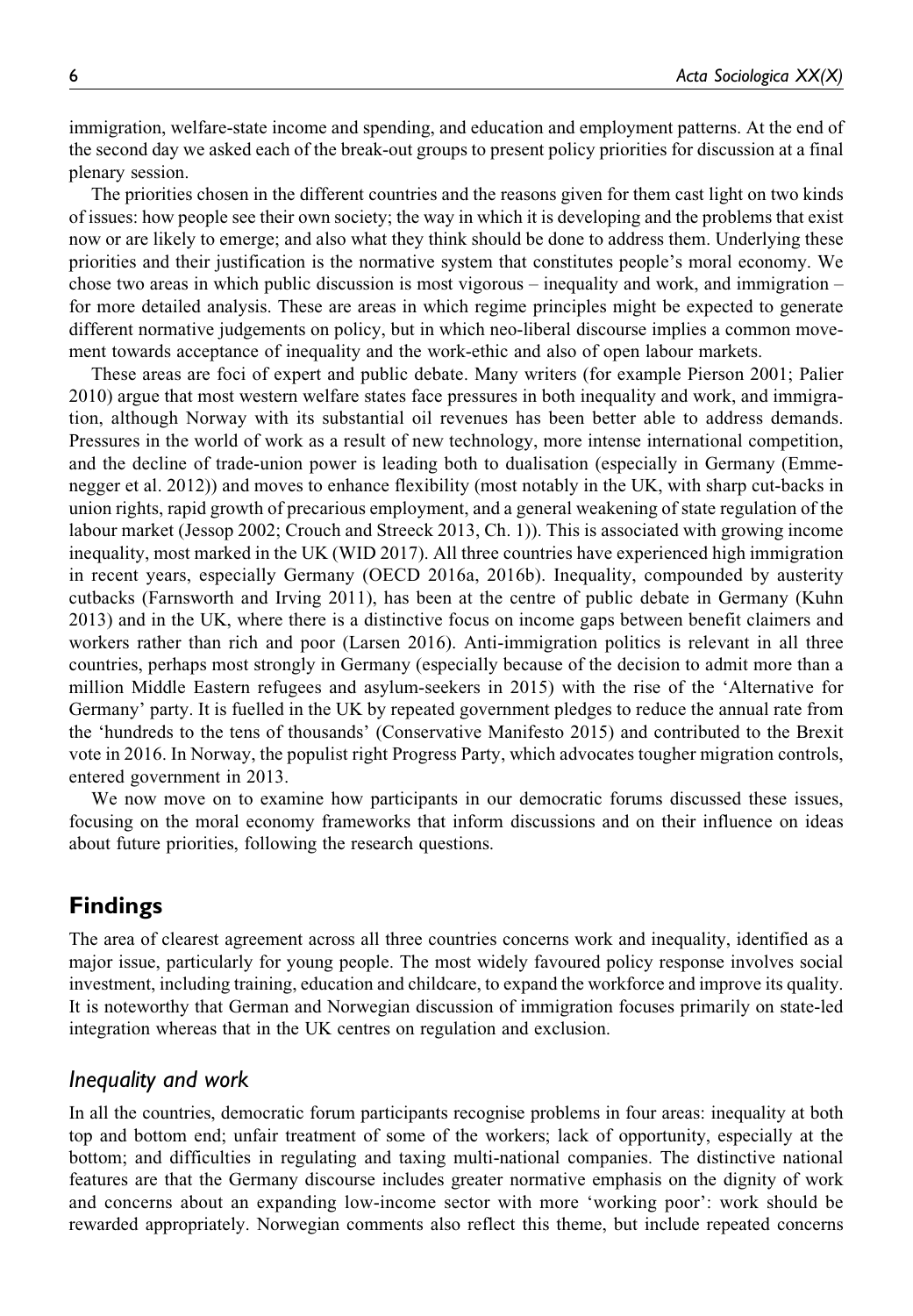immigration, welfare-state income and spending, and education and employment patterns. At the end of the second day we asked each of the break-out groups to present policy priorities for discussion at a final plenary session.

The priorities chosen in the different countries and the reasons given for them cast light on two kinds of issues: how people see their own society; the way in which it is developing and the problems that exist now or are likely to emerge; and also what they think should be done to address them. Underlying these priorities and their justification is the normative system that constitutes people's moral economy. We chose two areas in which public discussion is most vigorous – inequality and work, and immigration – for more detailed analysis. These are areas in which regime principles might be expected to generate different normative judgements on policy, but in which neo-liberal discourse implies a common movement towards acceptance of inequality and the work-ethic and also of open labour markets.

These areas are foci of expert and public debate. Many writers (for example Pierson 2001; Palier 2010) argue that most western welfare states face pressures in both inequality and work, and immigration, although Norway with its substantial oil revenues has been better able to address demands. Pressures in the world of work as a result of new technology, more intense international competition, and the decline of trade-union power is leading both to dualisation (especially in Germany (Emmenegger et al. 2012)) and moves to enhance flexibility (most notably in the UK, with sharp cut-backs in union rights, rapid growth of precarious employment, and a general weakening of state regulation of the labour market (Jessop 2002; Crouch and Streeck 2013, Ch. 1)). This is associated with growing income inequality, most marked in the UK (WID 2017). All three countries have experienced high immigration in recent years, especially Germany (OECD 2016a, 2016b). Inequality, compounded by austerity cutbacks (Farnsworth and Irving 2011), has been at the centre of public debate in Germany (Kuhn 2013) and in the UK, where there is a distinctive focus on income gaps between benefit claimers and workers rather than rich and poor (Larsen 2016). Anti-immigration politics is relevant in all three countries, perhaps most strongly in Germany (especially because of the decision to admit more than a million Middle Eastern refugees and asylum-seekers in 2015) with the rise of the 'Alternative for Germany' party. It is fuelled in the UK by repeated government pledges to reduce the annual rate from the 'hundreds to the tens of thousands' (Conservative Manifesto 2015) and contributed to the Brexit vote in 2016. In Norway, the populist right Progress Party, which advocates tougher migration controls, entered government in 2013.

We now move on to examine how participants in our democratic forums discussed these issues, focusing on the moral economy frameworks that inform discussions and on their influence on ideas about future priorities, following the research questions.

## Findings

The area of clearest agreement across all three countries concerns work and inequality, identified as a major issue, particularly for young people. The most widely favoured policy response involves social investment, including training, education and childcare, to expand the workforce and improve its quality. It is noteworthy that German and Norwegian discussion of immigration focuses primarily on state-led integration whereas that in the UK centres on regulation and exclusion.

### *Inequality and work*

In all the countries, democratic forum participants recognise problems in four areas: inequality at both top and bottom end; unfair treatment of some of the workers; lack of opportunity, especially at the bottom; and difficulties in regulating and taxing multi-national companies. The distinctive national features are that the Germany discourse includes greater normative emphasis on the dignity of work and concerns about an expanding low-income sector with more 'working poor': work should be rewarded appropriately. Norwegian comments also reflect this theme, but include repeated concerns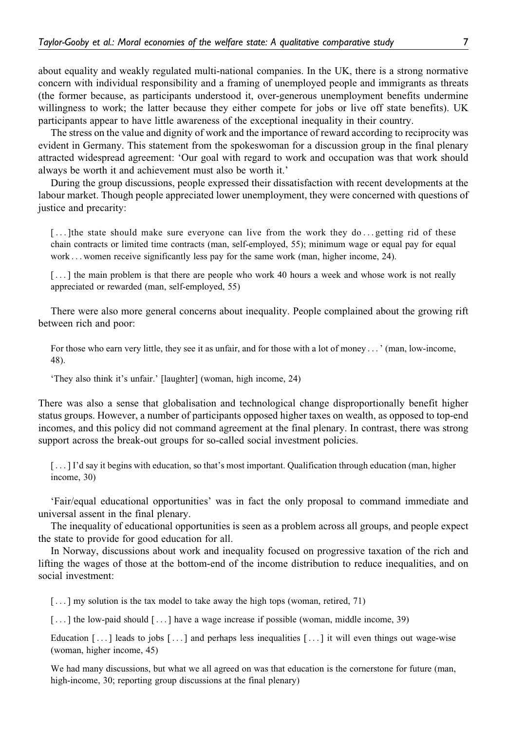about equality and weakly regulated multi-national companies. In the UK, there is a strong normative concern with individual responsibility and a framing of unemployed people and immigrants as threats (the former because, as participants understood it, over-generous unemployment benefits undermine willingness to work; the latter because they either compete for jobs or live off state benefits). UK participants appear to have little awareness of the exceptional inequality in their country.

The stress on the value and dignity of work and the importance of reward according to reciprocity was evident in Germany. This statement from the spokeswoman for a discussion group in the final plenary attracted widespread agreement: 'Our goal with regard to work and occupation was that work should always be worth it and achievement must also be worth it.'

During the group discussions, people expressed their dissatisfaction with recent developments at the labour market. Though people appreciated lower unemployment, they were concerned with questions of justice and precarity:

> [ . . . ]the state should make sure everyone can live from the work they do . . . getting rid of these chain contracts or limited time contracts (man, self-employed, 55); minimum wage or equal pay for equal work . . . women receive significantly less pay for the same work (man, higher income, 24).

> [ . . . ] the main problem is that there are people who work 40 hours a week and whose work is not really appreciated or rewarded (man, self-employed, 55)

There were also more general concerns about inequality. People complained about the growing rift between rich and poor:

> For those who earn very little, they see it as unfair, and for those with a lot of money . . . ' (man, low-income, 48).

> 'They also think it's unfair.' [laughter] (woman, high income, 24)

There was also a sense that globalisation and technological change disproportionally benefit higher status groups. However, a number of participants opposed higher taxes on wealth, as opposed to top-end incomes, and this policy did not command agreement at the final plenary. In contrast, there was strong support across the break-out groups for so-called social investment policies.

> [ . . . ] I'd say it begins with education, so that's most important. Qualification through education (man, higher income, 30)

'Fair/equal educational opportunities' was in fact the only proposal to command immediate and universal assent in the final plenary.

The inequality of educational opportunities is seen as a problem across all groups, and people expect the state to provide for good education for all.

In Norway, discussions about work and inequality focused on progressive taxation of the rich and lifting the wages of those at the bottom-end of the income distribution to reduce inequalities, and on social investment:

> [ . . . ] my solution is the tax model to take away the high tops (woman, retired, 71)

> [ . . . ] the low-paid should [ . . . ] have a wage increase if possible (woman, middle income, 39)

> Education [ . . . ] leads to jobs [ . . . ] and perhaps less inequalities [ . . . ] it will even things out wage-wise (woman, higher income, 45)

> We had many discussions, but what we all agreed on was that education is the cornerstone for future (man, high-income, 30; reporting group discussions at the final plenary)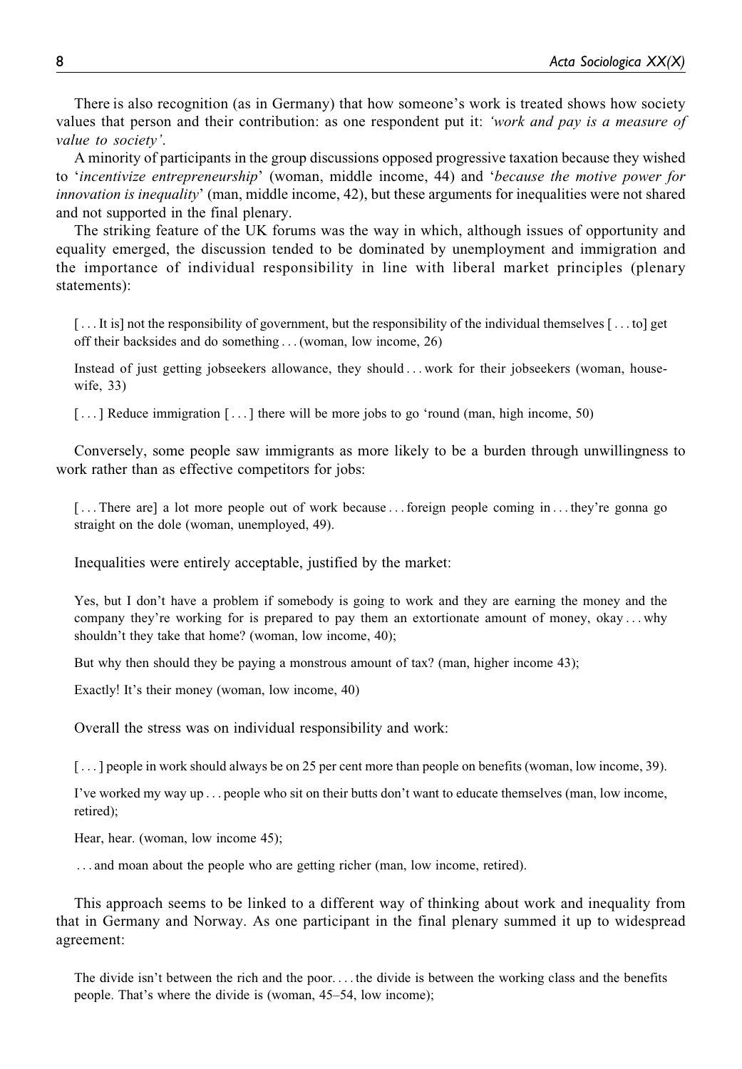There is also recognition (as in Germany) that how someone's work is treated shows how society values that person and their contribution: as one respondent put it: *'work and pay is a measure of value to society'*.

A minority of participants in the group discussions opposed progressive taxation because they wished to '*incentivize entrepreneurship*' (woman, middle income, 44) and '*because the motive power for innovation is inequality*' (man, middle income, 42), but these arguments for inequalities were not shared and not supported in the final plenary.

The striking feature of the UK forums was the way in which, although issues of opportunity and equality emerged, the discussion tended to be dominated by unemployment and immigration and the importance of individual responsibility in line with liberal market principles (plenary statements):

> [ . . . It is] not the responsibility of government, but the responsibility of the individual themselves [ . . . to] get off their backsides and do something . . . (woman, low income, 26)
>
> Instead of just getting jobseekers allowance, they should . . . work for their jobseekers (woman, housewife, 33)
>
> [ . . . ] Reduce immigration [ . . . ] there will be more jobs to go 'round (man, high income, 50)

Conversely, some people saw immigrants as more likely to be a burden through unwillingness to work rather than as effective competitors for jobs:

> [ . . . There are] a lot more people out of work because . . . foreign people coming in . . . they're gonna go straight on the dole (woman, unemployed, 49).

Inequalities were entirely acceptable, justified by the market:

> Yes, but I don't have a problem if somebody is going to work and they are earning the money and the company they're working for is prepared to pay them an extortionate amount of money, okay . . . why shouldn't they take that home? (woman, low income, 40);
>
> But why then should they be paying a monstrous amount of tax? (man, higher income 43);
>
> Exactly! It's their money (woman, low income, 40)

Overall the stress was on individual responsibility and work:

> [ . . . ] people in work should always be on 25 per cent more than people on benefits (woman, low income, 39).
>
> I've worked my way up . . . people who sit on their butts don't want to educate themselves (man, low income, retired);
>
> Hear, hear. (woman, low income 45);
>
> . . . and moan about the people who are getting richer (man, low income, retired).

This approach seems to be linked to a different way of thinking about work and inequality from that in Germany and Norway. As one participant in the final plenary summed it up to widespread agreement:

> The divide isn't between the rich and the poor. . . . the divide is between the working class and the benefits people. That's where the divide is (woman, 45–54, low income);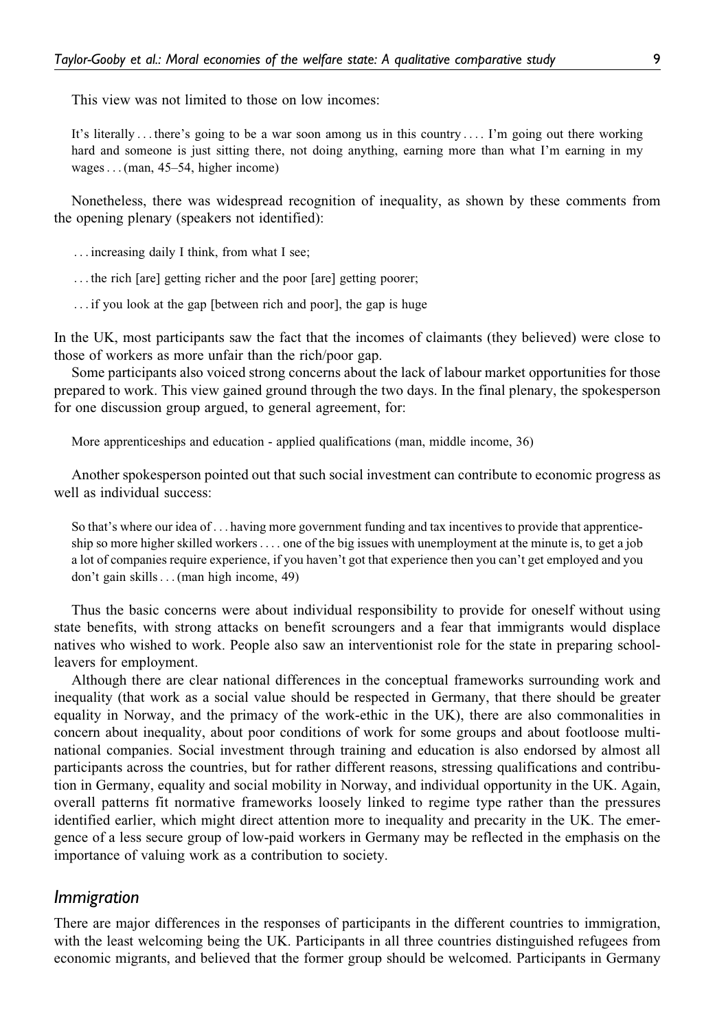This view was not limited to those on low incomes:

> It's literally . . . there's going to be a war soon among us in this country . . . . I'm going out there working hard and someone is just sitting there, not doing anything, earning more than what I'm earning in my wages . . . (man, 45–54, higher income)

Nonetheless, there was widespread recognition of inequality, as shown by these comments from the opening plenary (speakers not identified):

> . . . increasing daily I think, from what I see;
>
> . . . the rich [are] getting richer and the poor [are] getting poorer;
>
> . . . if you look at the gap [between rich and poor], the gap is huge

In the UK, most participants saw the fact that the incomes of claimants (they believed) were close to those of workers as more unfair than the rich/poor gap.

Some participants also voiced strong concerns about the lack of labour market opportunities for those prepared to work. This view gained ground through the two days. In the final plenary, the spokesperson for one discussion group argued, to general agreement, for:

> More apprenticeships and education - applied qualifications (man, middle income, 36)

Another spokesperson pointed out that such social investment can contribute to economic progress as well as individual success:

> So that's where our idea of . . . having more government funding and tax incentives to provide that apprenticeship so more higher skilled workers . . . . one of the big issues with unemployment at the minute is, to get a job a lot of companies require experience, if you haven't got that experience then you can't get employed and you don't gain skills . . . (man high income, 49)

Thus the basic concerns were about individual responsibility to provide for oneself without using state benefits, with strong attacks on benefit scroungers and a fear that immigrants would displace natives who wished to work. People also saw an interventionist role for the state in preparing school-leavers for employment.

Although there are clear national differences in the conceptual frameworks surrounding work and inequality (that work as a social value should be respected in Germany, that there should be greater equality in Norway, and the primacy of the work-ethic in the UK), there are also commonalities in concern about inequality, about poor conditions of work for some groups and about footloose multinational companies. Social investment through training and education is also endorsed by almost all participants across the countries, but for rather different reasons, stressing qualifications and contribution in Germany, equality and social mobility in Norway, and individual opportunity in the UK. Again, overall patterns fit normative frameworks loosely linked to regime type rather than the pressures identified earlier, which might direct attention more to inequality and precarity in the UK. The emergence of a less secure group of low-paid workers in Germany may be reflected in the emphasis on the importance of valuing work as a contribution to society.

## *Immigration*

There are major differences in the responses of participants in the different countries to immigration, with the least welcoming being the UK. Participants in all three countries distinguished refugees from economic migrants, and believed that the former group should be welcomed. Participants in Germany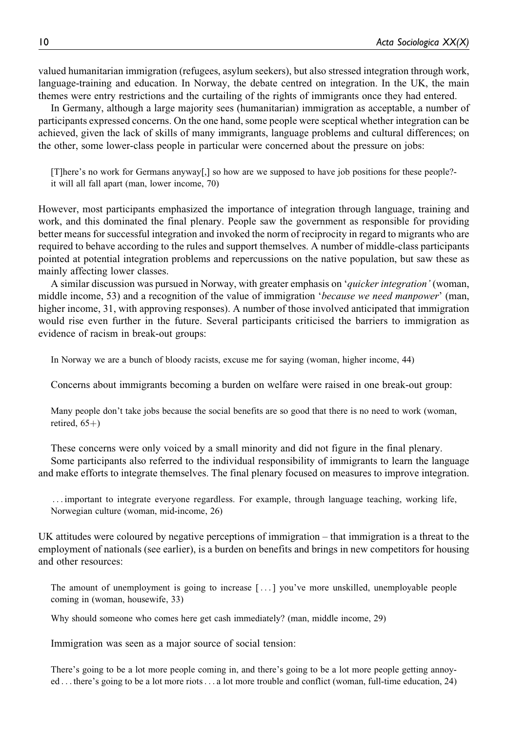valued humanitarian immigration (refugees, asylum seekers), but also stressed integration through work, language-training and education. In Norway, the debate centred on integration. In the UK, the main themes were entry restrictions and the curtailing of the rights of immigrants once they had entered.

In Germany, although a large majority sees (humanitarian) immigration as acceptable, a number of participants expressed concerns. On the one hand, some people were sceptical whether integration can be achieved, given the lack of skills of many immigrants, language problems and cultural differences; on the other, some lower-class people in particular were concerned about the pressure on jobs:

> [T]here's no work for Germans anyway[,] so how are we supposed to have job positions for these people?- it will all fall apart (man, lower income, 70)

However, most participants emphasized the importance of integration through language, training and work, and this dominated the final plenary. People saw the government as responsible for providing better means for successful integration and invoked the norm of reciprocity in regard to migrants who are required to behave according to the rules and support themselves. A number of middle-class participants pointed at potential integration problems and repercussions on the native population, but saw these as mainly affecting lower classes.

A similar discussion was pursued in Norway, with greater emphasis on '*quicker integration'* (woman, middle income, 53) and a recognition of the value of immigration '*because we need manpower*' (man, higher income, 31, with approving responses). A number of those involved anticipated that immigration would rise even further in the future. Several participants criticised the barriers to immigration as evidence of racism in break-out groups:

> In Norway we are a bunch of bloody racists, excuse me for saying (woman, higher income, 44)

Concerns about immigrants becoming a burden on welfare were raised in one break-out group:

> Many people don't take jobs because the social benefits are so good that there is no need to work (woman, retired, 65+)

These concerns were only voiced by a small minority and did not figure in the final plenary.

Some participants also referred to the individual responsibility of immigrants to learn the language and make efforts to integrate themselves. The final plenary focused on measures to improve integration.

> ... important to integrate everyone regardless. For example, through language teaching, working life, Norwegian culture (woman, mid-income, 26)

UK attitudes were coloured by negative perceptions of immigration – that immigration is a threat to the employment of nationals (see earlier), is a burden on benefits and brings in new competitors for housing and other resources:

> The amount of unemployment is going to increase [...] you've more unskilled, unemployable people coming in (woman, housewife, 33)

> Why should someone who comes here get cash immediately? (man, middle income, 29)

Immigration was seen as a major source of social tension:

> There's going to be a lot more people coming in, and there's going to be a lot more people getting annoyed ... there's going to be a lot more riots ... a lot more trouble and conflict (woman, full-time education, 24)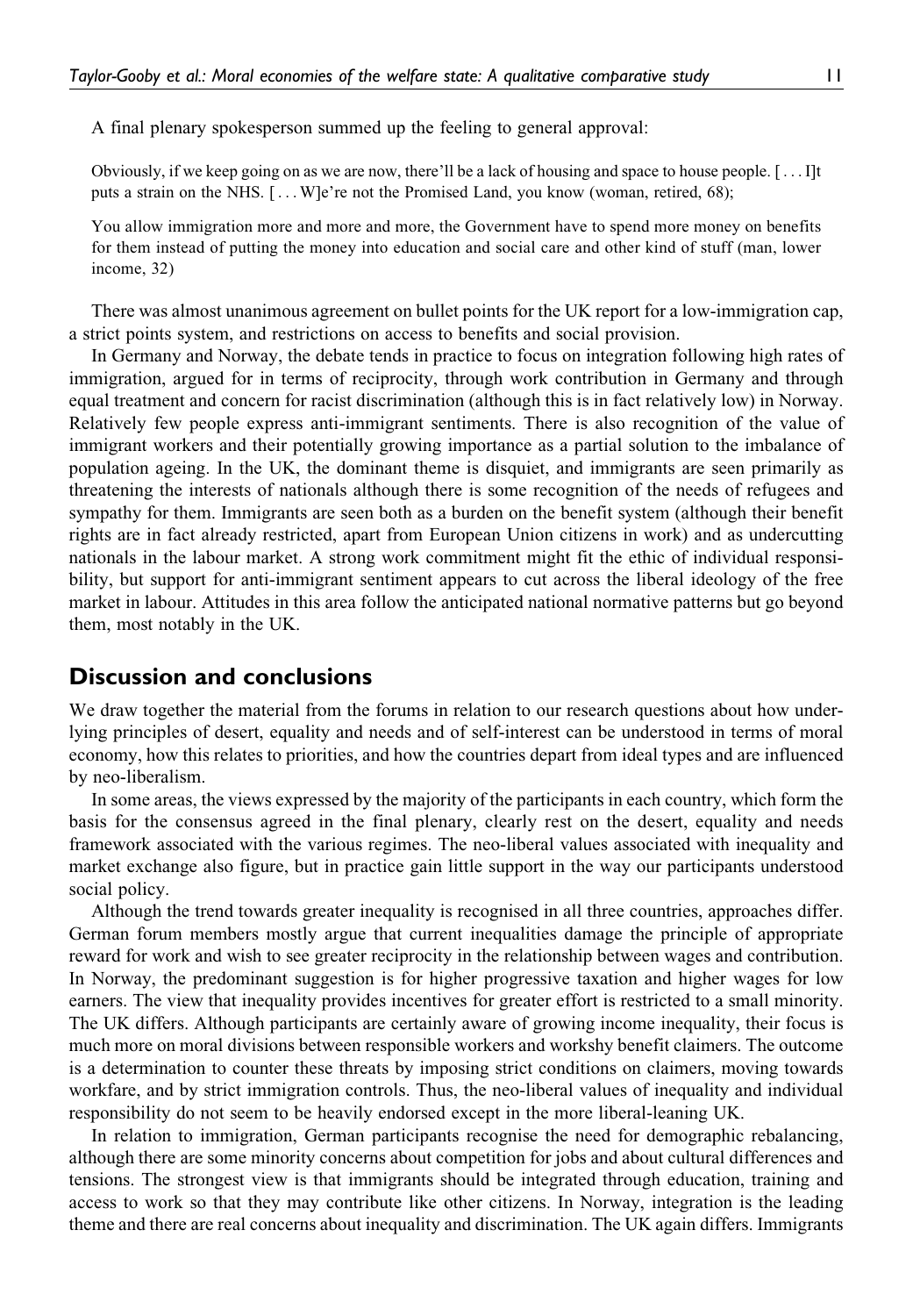A final plenary spokesperson summed up the feeling to general approval:

> Obviously, if we keep going on as we are now, there'll be a lack of housing and space to house people. [ . . . I]t puts a strain on the NHS. [ . . . W]e're not the Promised Land, you know (woman, retired, 68);

> You allow immigration more and more and more, the Government have to spend more money on benefits for them instead of putting the money into education and social care and other kind of stuff (man, lower income, 32)

There was almost unanimous agreement on bullet points for the UK report for a low-immigration cap, a strict points system, and restrictions on access to benefits and social provision.

In Germany and Norway, the debate tends in practice to focus on integration following high rates of immigration, argued for in terms of reciprocity, through work contribution in Germany and through equal treatment and concern for racist discrimination (although this is in fact relatively low) in Norway. Relatively few people express anti-immigrant sentiments. There is also recognition of the value of immigrant workers and their potentially growing importance as a partial solution to the imbalance of population ageing. In the UK, the dominant theme is disquiet, and immigrants are seen primarily as threatening the interests of nationals although there is some recognition of the needs of refugees and sympathy for them. Immigrants are seen both as a burden on the benefit system (although their benefit rights are in fact already restricted, apart from European Union citizens in work) and as undercutting nationals in the labour market. A strong work commitment might fit the ethic of individual responsibility, but support for anti-immigrant sentiment appears to cut across the liberal ideology of the free market in labour. Attitudes in this area follow the anticipated national normative patterns but go beyond them, most notably in the UK.

## Discussion and conclusions

We draw together the material from the forums in relation to our research questions about how underlying principles of desert, equality and needs and of self-interest can be understood in terms of moral economy, how this relates to priorities, and how the countries depart from ideal types and are influenced by neo-liberalism.

In some areas, the views expressed by the majority of the participants in each country, which form the basis for the consensus agreed in the final plenary, clearly rest on the desert, equality and needs framework associated with the various regimes. The neo-liberal values associated with inequality and market exchange also figure, but in practice gain little support in the way our participants understood social policy.

Although the trend towards greater inequality is recognised in all three countries, approaches differ. German forum members mostly argue that current inequalities damage the principle of appropriate reward for work and wish to see greater reciprocity in the relationship between wages and contribution. In Norway, the predominant suggestion is for higher progressive taxation and higher wages for low earners. The view that inequality provides incentives for greater effort is restricted to a small minority. The UK differs. Although participants are certainly aware of growing income inequality, their focus is much more on moral divisions between responsible workers and workshy benefit claimers. The outcome is a determination to counter these threats by imposing strict conditions on claimers, moving towards workfare, and by strict immigration controls. Thus, the neo-liberal values of inequality and individual responsibility do not seem to be heavily endorsed except in the more liberal-leaning UK.

In relation to immigration, German participants recognise the need for demographic rebalancing, although there are some minority concerns about competition for jobs and about cultural differences and tensions. The strongest view is that immigrants should be integrated through education, training and access to work so that they may contribute like other citizens. In Norway, integration is the leading theme and there are real concerns about inequality and discrimination. The UK again differs. Immigrants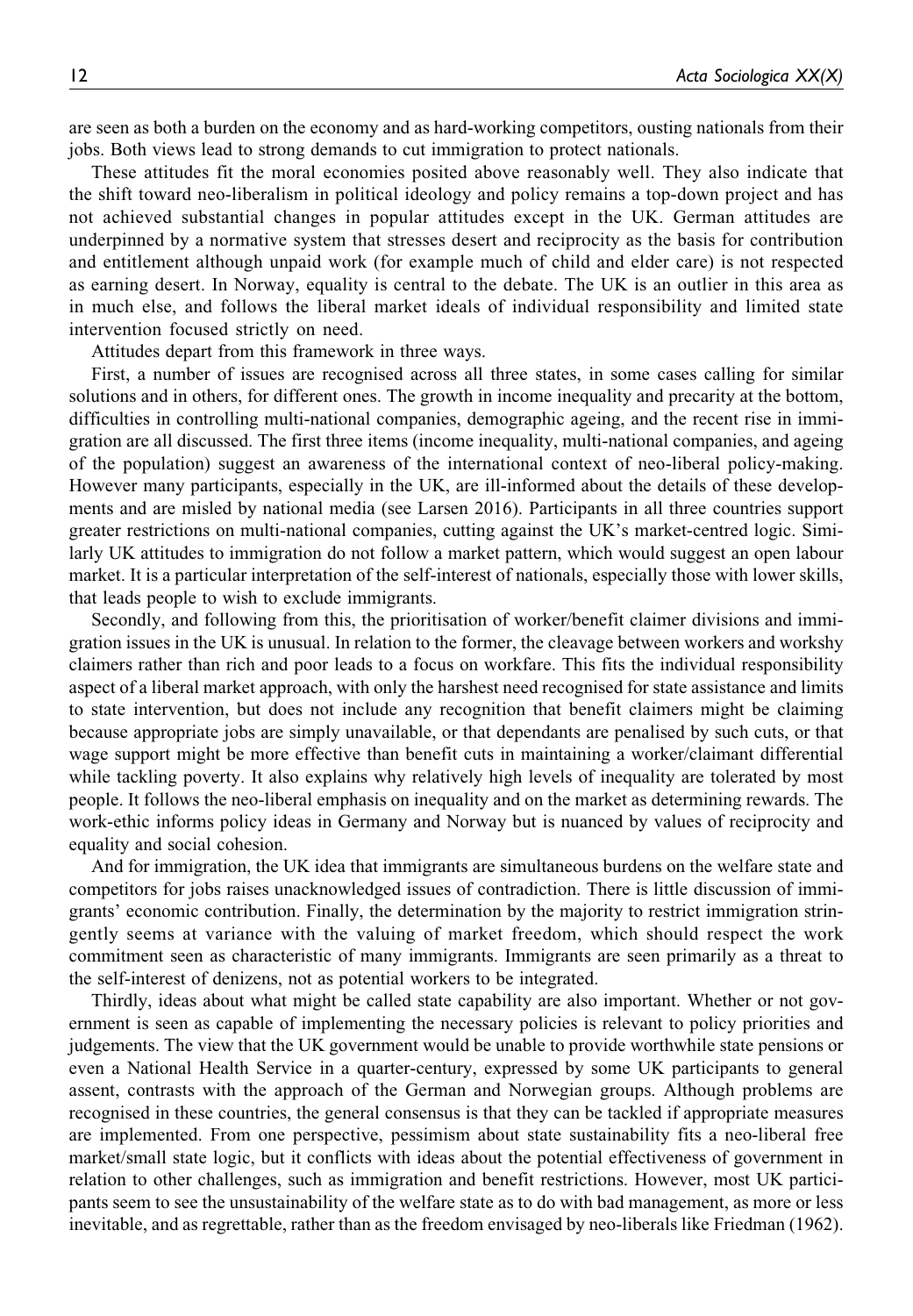are seen as both a burden on the economy and as hard-working competitors, ousting nationals from their jobs. Both views lead to strong demands to cut immigration to protect nationals.

These attitudes fit the moral economies posited above reasonably well. They also indicate that the shift toward neo-liberalism in political ideology and policy remains a top-down project and has not achieved substantial changes in popular attitudes except in the UK. German attitudes are underpinned by a normative system that stresses desert and reciprocity as the basis for contribution and entitlement although unpaid work (for example much of child and elder care) is not respected as earning desert. In Norway, equality is central to the debate. The UK is an outlier in this area as in much else, and follows the liberal market ideals of individual responsibility and limited state intervention focused strictly on need.

Attitudes depart from this framework in three ways.

First, a number of issues are recognised across all three states, in some cases calling for similar solutions and in others, for different ones. The growth in income inequality and precarity at the bottom, difficulties in controlling multi-national companies, demographic ageing, and the recent rise in immigration are all discussed. The first three items (income inequality, multi-national companies, and ageing of the population) suggest an awareness of the international context of neo-liberal policy-making. However many participants, especially in the UK, are ill-informed about the details of these developments and are misled by national media (see Larsen 2016). Participants in all three countries support greater restrictions on multi-national companies, cutting against the UK's market-centred logic. Similarly UK attitudes to immigration do not follow a market pattern, which would suggest an open labour market. It is a particular interpretation of the self-interest of nationals, especially those with lower skills, that leads people to wish to exclude immigrants.

Secondly, and following from this, the prioritisation of worker/benefit claimer divisions and immigration issues in the UK is unusual. In relation to the former, the cleavage between workers and workshy claimers rather than rich and poor leads to a focus on workfare. This fits the individual responsibility aspect of a liberal market approach, with only the harshest need recognised for state assistance and limits to state intervention, but does not include any recognition that benefit claimers might be claiming because appropriate jobs are simply unavailable, or that dependants are penalised by such cuts, or that wage support might be more effective than benefit cuts in maintaining a worker/claimant differential while tackling poverty. It also explains why relatively high levels of inequality are tolerated by most people. It follows the neo-liberal emphasis on inequality and on the market as determining rewards. The work-ethic informs policy ideas in Germany and Norway but is nuanced by values of reciprocity and equality and social cohesion.

And for immigration, the UK idea that immigrants are simultaneous burdens on the welfare state and competitors for jobs raises unacknowledged issues of contradiction. There is little discussion of immigrants' economic contribution. Finally, the determination by the majority to restrict immigration stringently seems at variance with the valuing of market freedom, which should respect the work commitment seen as characteristic of many immigrants. Immigrants are seen primarily as a threat to the self-interest of denizens, not as potential workers to be integrated.

Thirdly, ideas about what might be called state capability are also important. Whether or not government is seen as capable of implementing the necessary policies is relevant to policy priorities and judgements. The view that the UK government would be unable to provide worthwhile state pensions or even a National Health Service in a quarter-century, expressed by some UK participants to general assent, contrasts with the approach of the German and Norwegian groups. Although problems are recognised in these countries, the general consensus is that they can be tackled if appropriate measures are implemented. From one perspective, pessimism about state sustainability fits a neo-liberal free market/small state logic, but it conflicts with ideas about the potential effectiveness of government in relation to other challenges, such as immigration and benefit restrictions. However, most UK participants seem to see the unsustainability of the welfare state as to do with bad management, as more or less inevitable, and as regrettable, rather than as the freedom envisaged by neo-liberals like Friedman (1962).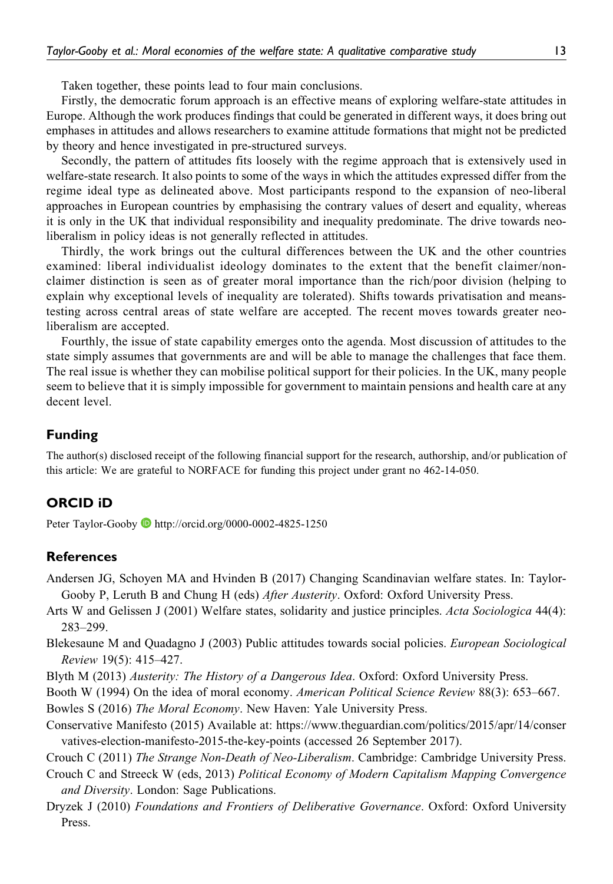Taken together, these points lead to four main conclusions.

Firstly, the democratic forum approach is an effective means of exploring welfare-state attitudes in Europe. Although the work produces findings that could be generated in different ways, it does bring out emphases in attitudes and allows researchers to examine attitude formations that might not be predicted by theory and hence investigated in pre-structured surveys.

Secondly, the pattern of attitudes fits loosely with the regime approach that is extensively used in welfare-state research. It also points to some of the ways in which the attitudes expressed differ from the regime ideal type as delineated above. Most participants respond to the expansion of neo-liberal approaches in European countries by emphasising the contrary values of desert and equality, whereas it is only in the UK that individual responsibility and inequality predominate. The drive towards neo-liberalism in policy ideas is not generally reflected in attitudes.

Thirdly, the work brings out the cultural differences between the UK and the other countries examined: liberal individualist ideology dominates to the extent that the benefit claimer/non-claimer distinction is seen as of greater moral importance than the rich/poor division (helping to explain why exceptional levels of inequality are tolerated). Shifts towards privatisation and means-testing across central areas of state welfare are accepted. The recent moves towards greater neo-liberalism are accepted.

Fourthly, the issue of state capability emerges onto the agenda. Most discussion of attitudes to the state simply assumes that governments are and will be able to manage the challenges that face them. The real issue is whether they can mobilise political support for their policies. In the UK, many people seem to believe that it is simply impossible for government to maintain pensions and health care at any decent level.

## Funding

The author(s) disclosed receipt of the following financial support for the research, authorship, and/or publication of this article: We are grateful to NORFACE for funding this project under grant no 462-14-050.

## ORCID iD

Peter Taylor-Gooby http://orcid.org/0000-0002-4825-1250

## References

Andersen JG, Schoyen MA and Hvinden B (2017) Changing Scandinavian welfare states. In: Taylor-Gooby P, Leruth B and Chung H (eds) *After Austerity*. Oxford: Oxford University Press.

Arts W and Gelissen J (2001) Welfare states, solidarity and justice principles. *Acta Sociologica* 44(4): 283–299.

Blekesaune M and Quadagno J (2003) Public attitudes towards social policies. *European Sociological Review* 19(5): 415–427.

Blyth M (2013) *Austerity: The History of a Dangerous Idea*. Oxford: Oxford University Press.

Booth W (1994) On the idea of moral economy. *American Political Science Review* 88(3): 653–667.

Bowles S (2016) *The Moral Economy*. New Haven: Yale University Press.

Conservative Manifesto (2015) Available at: https://www.theguardian.com/politics/2015/apr/14/conservatives-election-manifesto-2015-the-key-points (accessed 26 September 2017).

Crouch C (2011) *The Strange Non-Death of Neo-Liberalism*. Cambridge: Cambridge University Press.

Crouch C and Streeck W (eds, 2013) *Political Economy of Modern Capitalism Mapping Convergence and Diversity*. London: Sage Publications.

Dryzek J (2010) *Foundations and Frontiers of Deliberative Governance*. Oxford: Oxford University Press.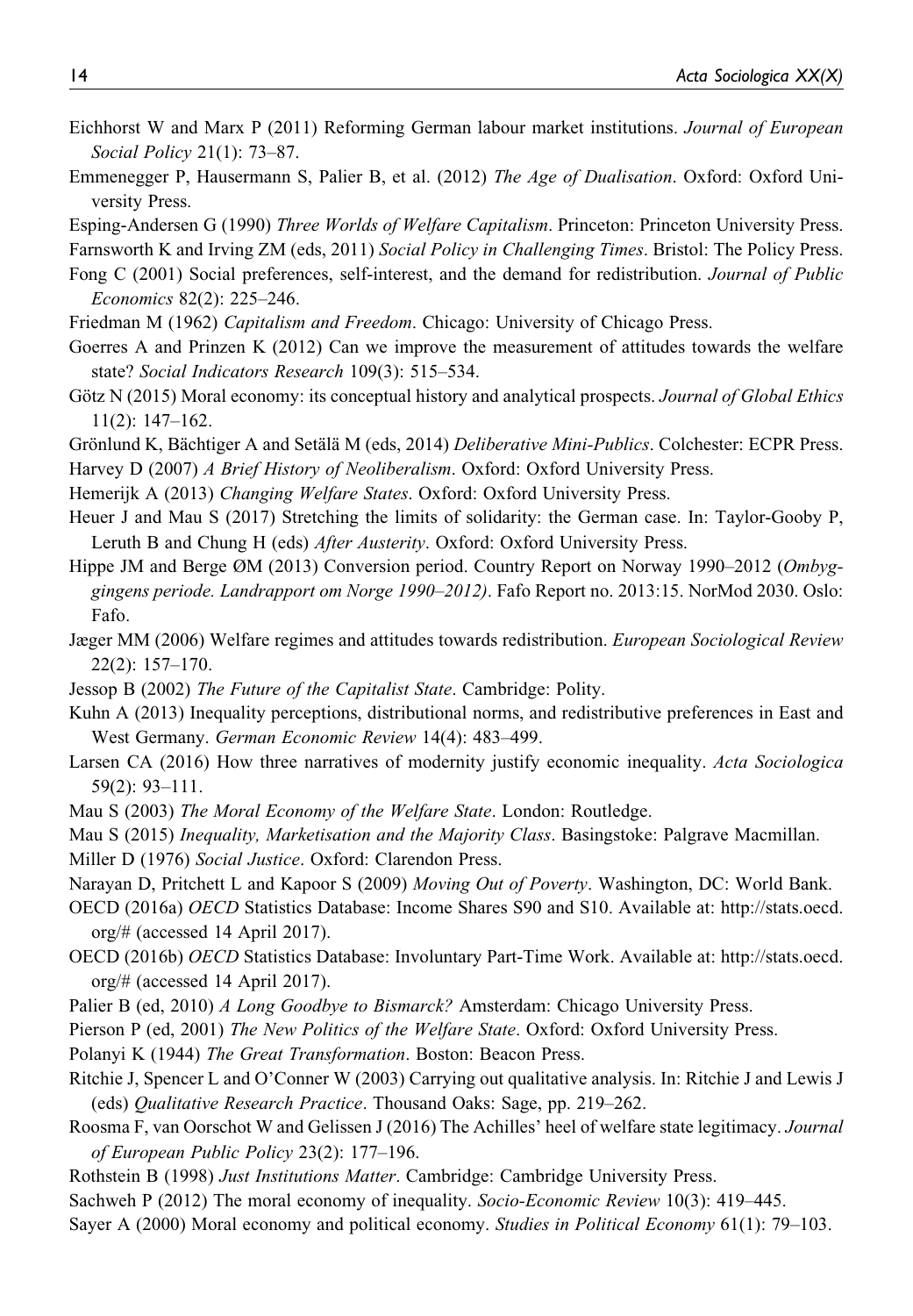Eichhorst W and Marx P (2011) Reforming German labour market institutions. *Journal of European Social Policy* 21(1): 73–87.

Emmenegger P, Hausermann S, Palier B, et al. (2012) *The Age of Dualisation*. Oxford: Oxford University Press.

Esping-Andersen G (1990) *Three Worlds of Welfare Capitalism*. Princeton: Princeton University Press.

Farnsworth K and Irving ZM (eds, 2011) *Social Policy in Challenging Times*. Bristol: The Policy Press.

Fong C (2001) Social preferences, self-interest, and the demand for redistribution. *Journal of Public Economics* 82(2): 225–246.

Friedman M (1962) *Capitalism and Freedom*. Chicago: University of Chicago Press.

Goerres A and Prinzen K (2012) Can we improve the measurement of attitudes towards the welfare state? *Social Indicators Research* 109(3): 515–534.

Götz N (2015) Moral economy: its conceptual history and analytical prospects. *Journal of Global Ethics* 11(2): 147–162.

Grönlund K, Bächtiger A and Setälä M (eds, 2014) *Deliberative Mini-Publics*. Colchester: ECPR Press.

Harvey D (2007) *A Brief History of Neoliberalism*. Oxford: Oxford University Press.

Hemerijk A (2013) *Changing Welfare States*. Oxford: Oxford University Press.

Heuer J and Mau S (2017) Stretching the limits of solidarity: the German case. In: Taylor-Gooby P, Leruth B and Chung H (eds) *After Austerity*. Oxford: Oxford University Press.

Hippe JM and Berge ØM (2013) Conversion period. Country Report on Norway 1990–2012 (*Ombyggingens periode. Landrapport om Norge 1990–2012)*. Fafo Report no. 2013:15. NorMod 2030. Oslo: Fafo.

Jæger MM (2006) Welfare regimes and attitudes towards redistribution. *European Sociological Review* 22(2): 157–170.

Jessop B (2002) *The Future of the Capitalist State*. Cambridge: Polity.

Kuhn A (2013) Inequality perceptions, distributional norms, and redistributive preferences in East and West Germany. *German Economic Review* 14(4): 483–499.

Larsen CA (2016) How three narratives of modernity justify economic inequality. *Acta Sociologica* 59(2): 93–111.

Mau S (2003) *The Moral Economy of the Welfare State*. London: Routledge.

Mau S (2015) *Inequality, Marketisation and the Majority Class*. Basingstoke: Palgrave Macmillan.

Miller D (1976) *Social Justice*. Oxford: Clarendon Press.

Narayan D, Pritchett L and Kapoor S (2009) *Moving Out of Poverty*. Washington, DC: World Bank.

OECD (2016a) *OECD* Statistics Database: Income Shares S90 and S10. Available at: http://stats.oecd.org/# (accessed 14 April 2017).

OECD (2016b) *OECD* Statistics Database: Involuntary Part-Time Work. Available at: http://stats.oecd.org/# (accessed 14 April 2017).

Palier B (ed, 2010) *A Long Goodbye to Bismarck?* Amsterdam: Chicago University Press.

Pierson P (ed, 2001) *The New Politics of the Welfare State*. Oxford: Oxford University Press.

Polanyi K (1944) *The Great Transformation*. Boston: Beacon Press.

Ritchie J, Spencer L and O'Conner W (2003) Carrying out qualitative analysis. In: Ritchie J and Lewis J (eds) *Qualitative Research Practice*. Thousand Oaks: Sage, pp. 219–262.

Roosma F, van Oorschot W and Gelissen J (2016) The Achilles' heel of welfare state legitimacy. *Journal of European Public Policy* 23(2): 177–196.

Rothstein B (1998) *Just Institutions Matter*. Cambridge: Cambridge University Press.

Sachweh P (2012) The moral economy of inequality. *Socio-Economic Review* 10(3): 419–445.

Sayer A (2000) Moral economy and political economy. *Studies in Political Economy* 61(1): 79–103.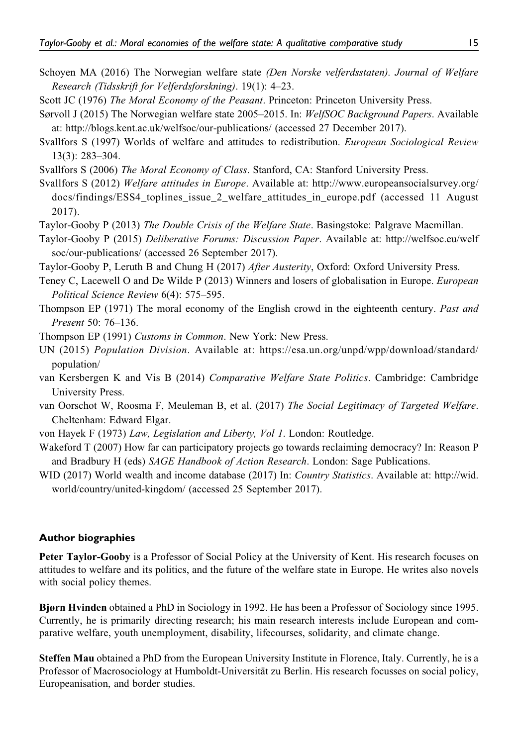Schoyen MA (2016) The Norwegian welfare state *(Den Norske velferdsstaten). Journal of Welfare Research (Tidsskrift for Velferdsforskning)*. 19(1): 4–23.

Scott JC (1976) *The Moral Economy of the Peasant*. Princeton: Princeton University Press.

Sørvoll J (2015) The Norwegian welfare state 2005–2015. In: *WelfSOC Background Papers*. Available at: http://blogs.kent.ac.uk/welfsoc/our-publications/ (accessed 27 December 2017).

Svallfors S (1997) Worlds of welfare and attitudes to redistribution. *European Sociological Review* 13(3): 283–304.

Svallfors S (2006) *The Moral Economy of Class*. Stanford, CA: Stanford University Press.

Svallfors S (2012) *Welfare attitudes in Europe*. Available at: http://www.europeansocialsurvey.org/docs/findings/ESS4_toplines_issue_2_welfare_attitudes_in_europe.pdf (accessed 11 August 2017).

Taylor-Gooby P (2013) *The Double Crisis of the Welfare State*. Basingstoke: Palgrave Macmillan.

Taylor-Gooby P (2015) *Deliberative Forums: Discussion Paper*. Available at: http://welfsoc.eu/welfsoc/our-publications/ (accessed 26 September 2017).

Taylor-Gooby P, Leruth B and Chung H (2017) *After Austerity*, Oxford: Oxford University Press.

Teney C, Lacewell O and De Wilde P (2013) Winners and losers of globalisation in Europe. *European Political Science Review* 6(4): 575–595.

Thompson EP (1971) The moral economy of the English crowd in the eighteenth century. *Past and Present* 50: 76–136.

Thompson EP (1991) *Customs in Common*. New York: New Press.

UN (2015) *Population Division*. Available at: https://esa.un.org/unpd/wpp/download/standard/population/

van Kersbergen K and Vis B (2014) *Comparative Welfare State Politics*. Cambridge: Cambridge University Press.

van Oorschot W, Roosma F, Meuleman B, et al. (2017) *The Social Legitimacy of Targeted Welfare*. Cheltenham: Edward Elgar.

von Hayek F (1973) *Law, Legislation and Liberty, Vol 1*. London: Routledge.

Wakeford T (2007) How far can participatory projects go towards reclaiming democracy? In: Reason P and Bradbury H (eds) *SAGE Handbook of Action Research*. London: Sage Publications.

WID (2017) World wealth and income database (2017) In: *Country Statistics*. Available at: http://wid.world/country/united-kingdom/ (accessed 25 September 2017).

### Author biographies

**Peter Taylor-Gooby** is a Professor of Social Policy at the University of Kent. His research focuses on attitudes to welfare and its politics, and the future of the welfare state in Europe. He writes also novels with social policy themes.

**Bjørn Hvinden** obtained a PhD in Sociology in 1992. He has been a Professor of Sociology since 1995. Currently, he is primarily directing research; his main research interests include European and comparative welfare, youth unemployment, disability, lifecourses, solidarity, and climate change.

**Steffen Mau** obtained a PhD from the European University Institute in Florence, Italy. Currently, he is a Professor of Macrosociology at Humboldt-Universität zu Berlin. His research focusses on social policy, Europeanisation, and border studies.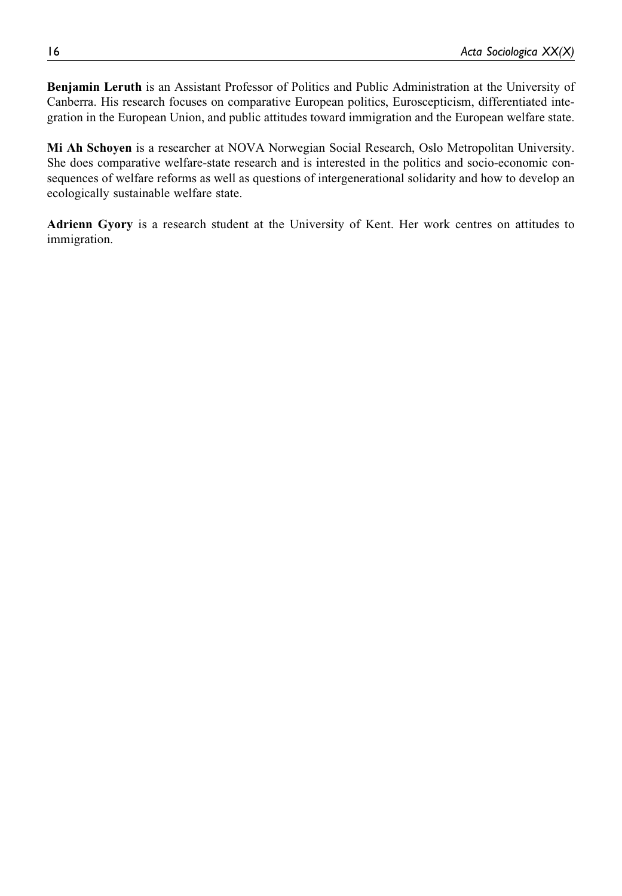**Benjamin Leruth** is an Assistant Professor of Politics and Public Administration at the University of Canberra. His research focuses on comparative European politics, Euroscepticism, differentiated integration in the European Union, and public attitudes toward immigration and the European welfare state.

**Mi Ah Schoyen** is a researcher at NOVA Norwegian Social Research, Oslo Metropolitan University. She does comparative welfare-state research and is interested in the politics and socio-economic consequences of welfare reforms as well as questions of intergenerational solidarity and how to develop an ecologically sustainable welfare state.

**Adrienn Gyory** is a research student at the University of Kent. Her work centres on attitudes to immigration.